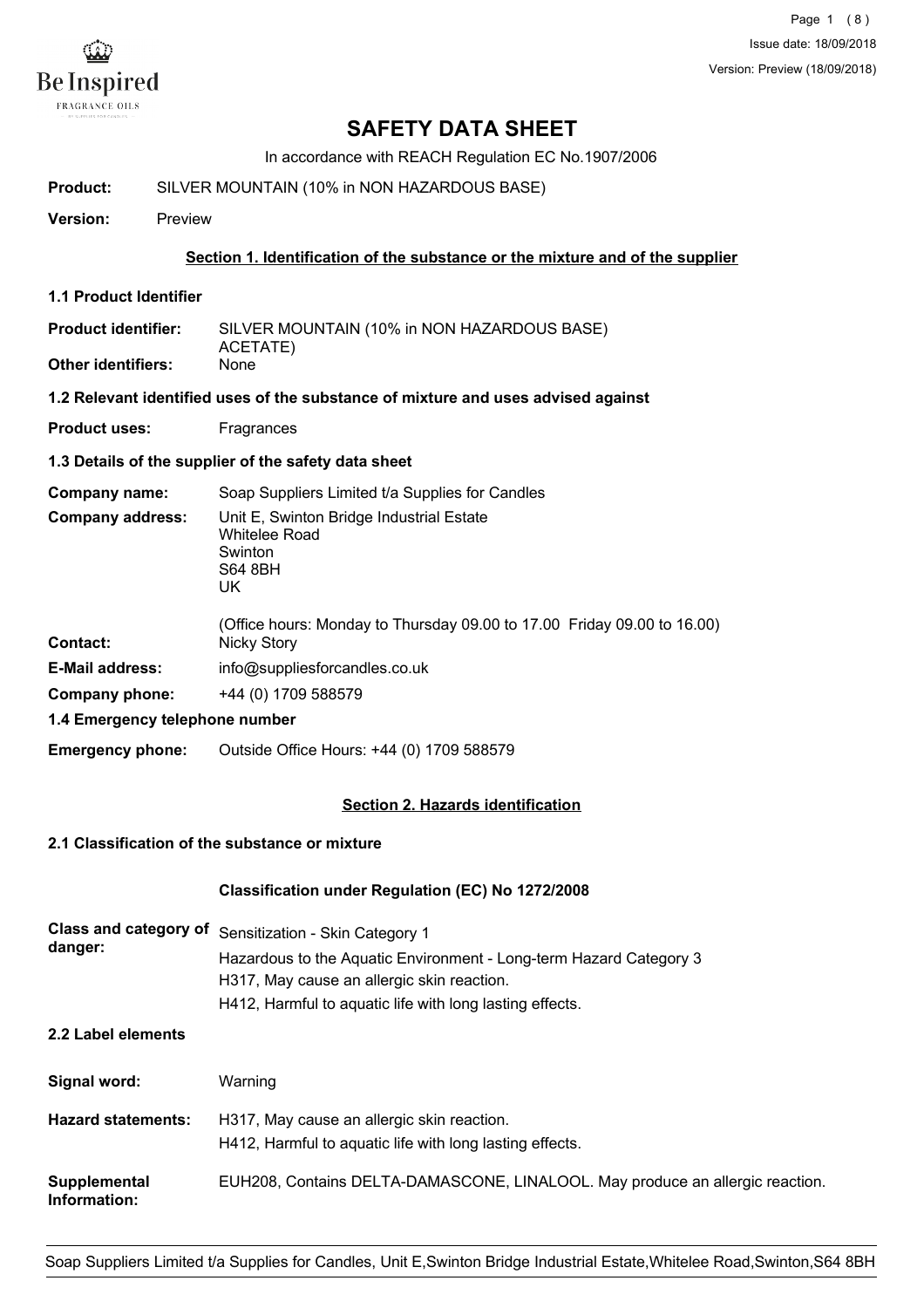# SAFETY DATA SHEET

In accordance with REACH Regulation EC No.1907/2006

**Product:** SILVER MOUNTAIN (10% in NON HAZARDOUS BASE)

**Version:** Preview

## Section 1. Identification of the substance or the mixture and of the supplier

### 1.1 Product Identifier

**Product identifier:** SILVER MOUNTAIN (10% in NON HAZARDOUS BASE) ACETATE)

**Other identifiers:** None

### 1.2 Relevant identified uses of the substance of mixture and uses advised against

**Product uses:** Fragrances

### 1.3 Details of the supplier of the safety data sheet

**Company name:** Soap Suppliers Limited t/a Supplies for Candles

**Company address:** Unit E, Swinton Bridge Industrial Estate
Whitelee Road
Swinton
S64 8BH
UK

(Office hours: Monday to Thursday 09.00 to 17.00 Friday 09.00 to 16.00)

**Contact:** Nicky Story

**E-Mail address:** info@suppliesforcandles.co.uk

**Company phone:** +44 (0) 1709 588579

### 1.4 Emergency telephone number

**Emergency phone:** Outside Office Hours: +44 (0) 1709 588579

## Section 2. Hazards identification

### 2.1 Classification of the substance or mixture

**Classification under Regulation (EC) No 1272/2008**

**Class and category of danger:** Sensitization - Skin Category 1
Hazardous to the Aquatic Environment - Long-term Hazard Category 3
H317, May cause an allergic skin reaction.
H412, Harmful to aquatic life with long lasting effects.

### 2.2 Label elements

**Signal word:** Warning

**Hazard statements:** H317, May cause an allergic skin reaction.
H412, Harmful to aquatic life with long lasting effects.

**Supplemental Information:** EUH208, Contains DELTA-DAMASCONE, LINALOOL. May produce an allergic reaction.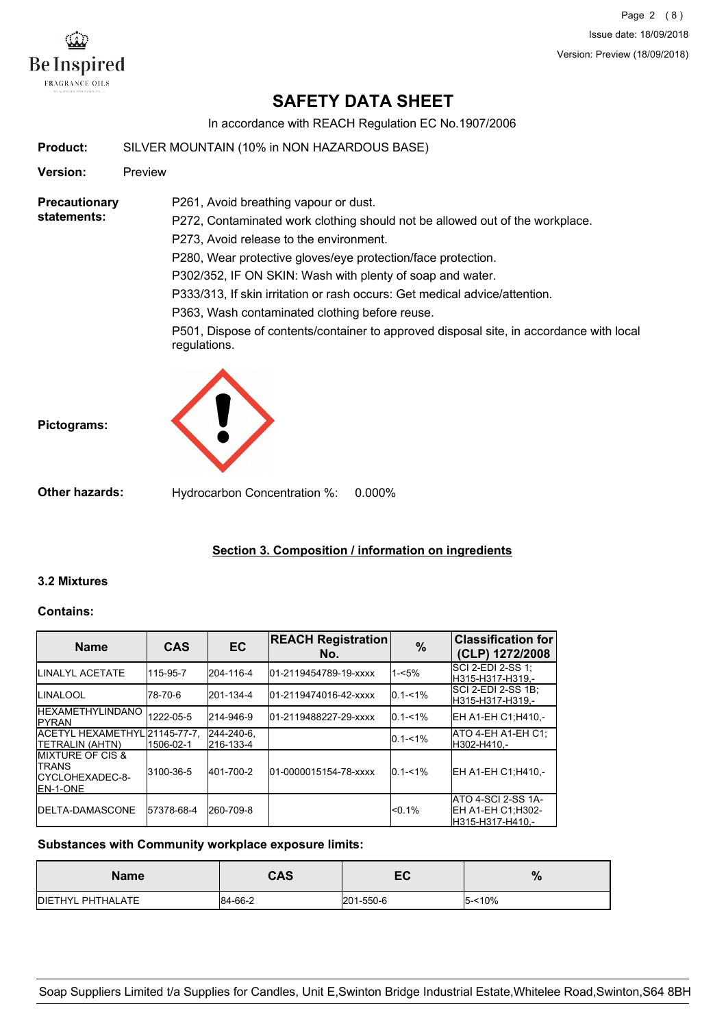# SAFETY DATA SHEET

In accordance with REACH Regulation EC No.1907/2006

**Product:** SILVER MOUNTAIN (10% in NON HAZARDOUS BASE)

**Version:** Preview

**Precautionary statements:**

P261, Avoid breathing vapour or dust.
P272, Contaminated work clothing should not be allowed out of the workplace.
P273, Avoid release to the environment.
P280, Wear protective gloves/eye protection/face protection.
P302/352, IF ON SKIN: Wash with plenty of soap and water.
P333/313, If skin irritation or rash occurs: Get medical advice/attention.
P363, Wash contaminated clothing before reuse.
P501, Dispose of contents/container to approved disposal site, in accordance with local regulations.

**Pictograms:**

**Other hazards:** Hydrocarbon Concentration %: 0.000%

## Section 3. Composition / information on ingredients

### 3.2 Mixtures

**Contains:**

| Name | CAS | EC | REACH Registration No. | % | Classification for (CLP) 1272/2008 |
|---|---|---|---|---|---|
| LINALYL ACETATE | 115-95-7 | 204-116-4 | 01-2119454789-19-xxxx | 1-<5% | SCI 2-EDI 2-SS 1;H315-H317-H319,- |
| LINALOOL | 78-70-6 | 201-134-4 | 01-2119474016-42-xxxx | 0.1-<1% | SCI 2-EDI 2-SS 1B;H315-H317-H319,- |
| HEXAMETHYLINDANOPYRAN | 1222-05-5 | 214-946-9 | 01-2119488227-29-xxxx | 0.1-<1% | EH A1-EH C1;H410,- |
| ACETYL HEXAMETHYL TETRALIN (AHTN) | 21145-77-7, 1506-02-1 | 244-240-6, 216-133-4 | | 0.1-<1% | ATO 4-EH A1-EH C1;H302-H410,- |
| MIXTURE OF CIS & TRANS CYCLOHEXADEC-8-EN-1-ONE | 3100-36-5 | 401-700-2 | 01-0000015154-78-xxxx | 0.1-<1% | EH A1-EH C1;H410,- |
| DELTA-DAMASCONE | 57378-68-4 | 260-709-8 | | <0.1% | ATO 4-SCI 2-SS 1A-EH A1-EH C1;H302-H315-H317-H410,- |

**Substances with Community workplace exposure limits:**

| Name | CAS | EC | % |
|---|---|---|---|
| DIETHYL PHTHALATE | 84-66-2 | 201-550-6 | 5-<10% |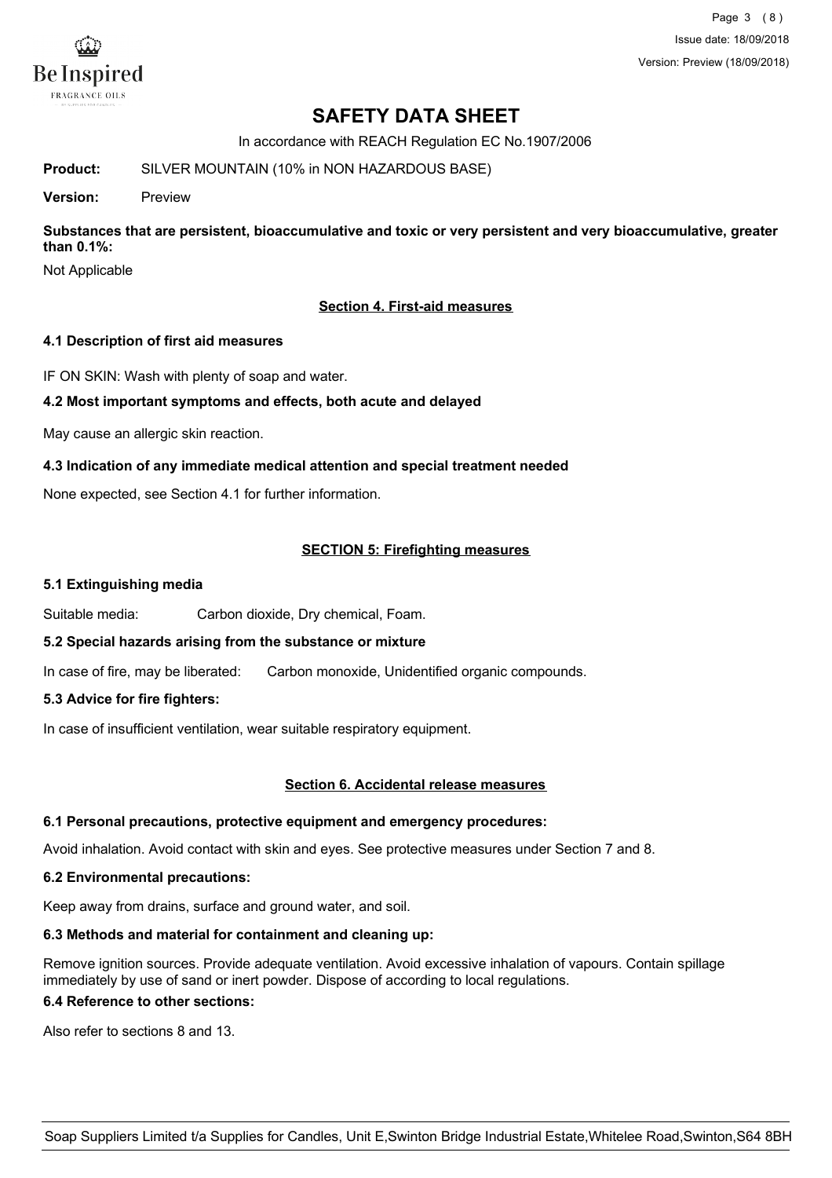# SAFETY DATA SHEET

In accordance with REACH Regulation EC No.1907/2006

**Product:** SILVER MOUNTAIN (10% in NON HAZARDOUS BASE)

**Version:** Preview

**Substances that are persistent, bioaccumulative and toxic or very persistent and very bioaccumulative, greater than 0.1%:**

Not Applicable

## Section 4. First-aid measures

### 4.1 Description of first aid measures

IF ON SKIN: Wash with plenty of soap and water.

### 4.2 Most important symptoms and effects, both acute and delayed

May cause an allergic skin reaction.

### 4.3 Indication of any immediate medical attention and special treatment needed

None expected, see Section 4.1 for further information.

## SECTION 5: Firefighting measures

### 5.1 Extinguishing media

Suitable media: Carbon dioxide, Dry chemical, Foam.

### 5.2 Special hazards arising from the substance or mixture

In case of fire, may be liberated: Carbon monoxide, Unidentified organic compounds.

### 5.3 Advice for fire fighters:

In case of insufficient ventilation, wear suitable respiratory equipment.

## Section 6. Accidental release measures

### 6.1 Personal precautions, protective equipment and emergency procedures:

Avoid inhalation. Avoid contact with skin and eyes. See protective measures under Section 7 and 8.

### 6.2 Environmental precautions:

Keep away from drains, surface and ground water, and soil.

### 6.3 Methods and material for containment and cleaning up:

Remove ignition sources. Provide adequate ventilation. Avoid excessive inhalation of vapours. Contain spillage immediately by use of sand or inert powder. Dispose of according to local regulations.

### 6.4 Reference to other sections:

Also refer to sections 8 and 13.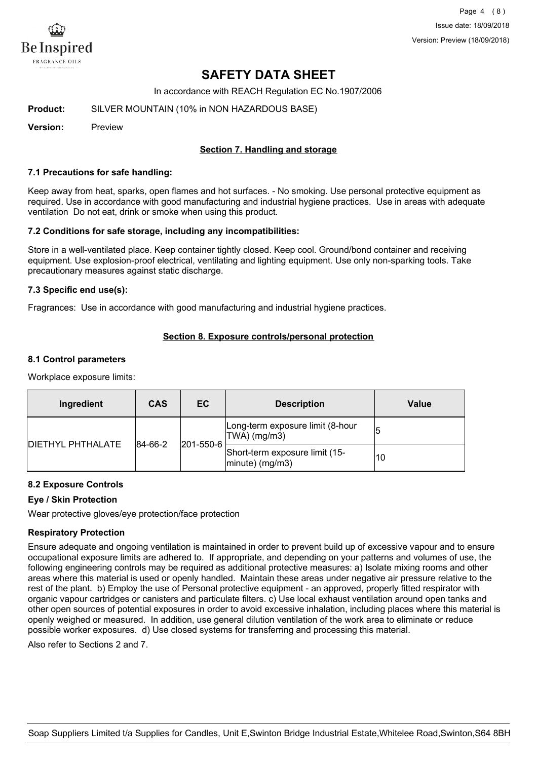# SAFETY DATA SHEET

In accordance with REACH Regulation EC No.1907/2006

**Product:** SILVER MOUNTAIN (10% in NON HAZARDOUS BASE)

**Version:** Preview

## Section 7. Handling and storage

### 7.1 Precautions for safe handling:

Keep away from heat, sparks, open flames and hot surfaces. - No smoking. Use personal protective equipment as required. Use in accordance with good manufacturing and industrial hygiene practices. Use in areas with adequate ventilation Do not eat, drink or smoke when using this product.

### 7.2 Conditions for safe storage, including any incompatibilities:

Store in a well-ventilated place. Keep container tightly closed. Keep cool. Ground/bond container and receiving equipment. Use explosion-proof electrical, ventilating and lighting equipment. Use only non-sparking tools. Take precautionary measures against static discharge.

### 7.3 Specific end use(s):

Fragrances: Use in accordance with good manufacturing and industrial hygiene practices.

## Section 8. Exposure controls/personal protection

### 8.1 Control parameters

Workplace exposure limits:

| Ingredient | CAS | EC | Description | Value |
|---|---|---|---|---|
| DIETHYL PHTHALATE | 84-66-2 | 201-550-6 | Long-term exposure limit (8-hour TWA) (mg/m3) | 5 |
| | | | Short-term exposure limit (15-minute) (mg/m3) | 10 |

### 8.2 Exposure Controls

**Eye / Skin Protection**

Wear protective gloves/eye protection/face protection

**Respiratory Protection**

Ensure adequate and ongoing ventilation is maintained in order to prevent build up of excessive vapour and to ensure occupational exposure limits are adhered to. If appropriate, and depending on your patterns and volumes of use, the following engineering controls may be required as additional protective measures: a) Isolate mixing rooms and other areas where this material is used or openly handled. Maintain these areas under negative air pressure relative to the rest of the plant. b) Employ the use of Personal protective equipment - an approved, properly fitted respirator with organic vapour cartridges or canisters and particulate filters. c) Use local exhaust ventilation around open tanks and other open sources of potential exposures in order to avoid excessive inhalation, including places where this material is openly weighed or measured. In addition, use general dilution ventilation of the work area to eliminate or reduce possible worker exposures. d) Use closed systems for transferring and processing this material.

Also refer to Sections 2 and 7.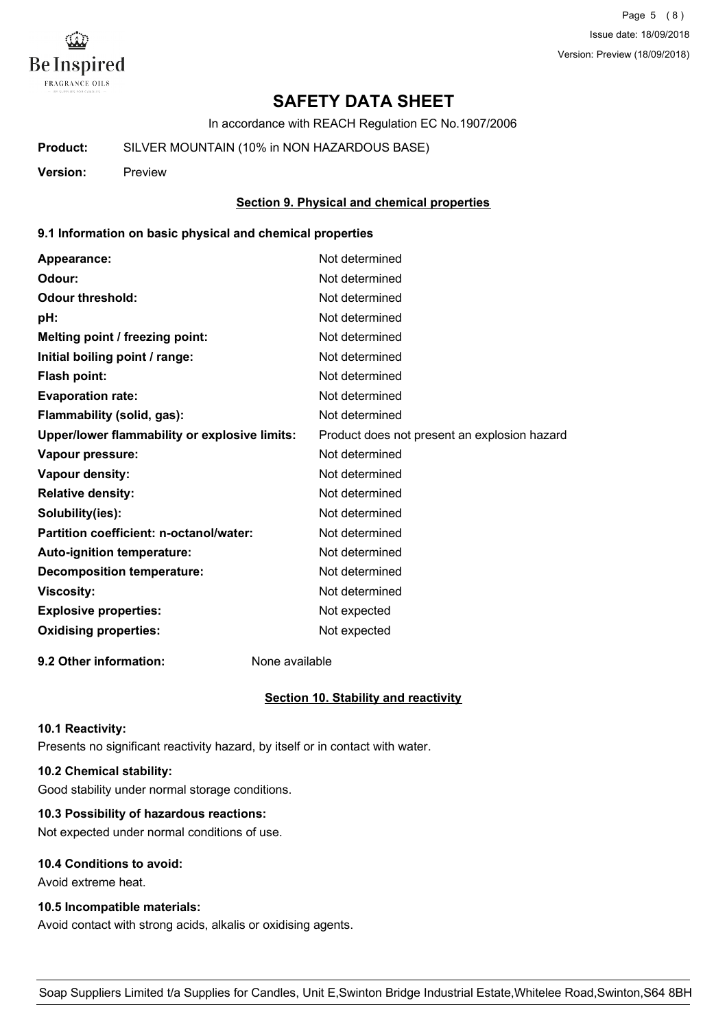# SAFETY DATA SHEET

In accordance with REACH Regulation EC No.1907/2006

**Product:** SILVER MOUNTAIN (10% in NON HAZARDOUS BASE)

**Version:** Preview

## Section 9. Physical and chemical properties

### 9.1 Information on basic physical and chemical properties

| | |
|---|---|
| **Appearance:** | Not determined |
| **Odour:** | Not determined |
| **Odour threshold:** | Not determined |
| **pH:** | Not determined |
| **Melting point / freezing point:** | Not determined |
| **Initial boiling point / range:** | Not determined |
| **Flash point:** | Not determined |
| **Evaporation rate:** | Not determined |
| **Flammability (solid, gas):** | Not determined |
| **Upper/lower flammability or explosive limits:** | Product does not present an explosion hazard |
| **Vapour pressure:** | Not determined |
| **Vapour density:** | Not determined |
| **Relative density:** | Not determined |
| **Solubility(ies):** | Not determined |
| **Partition coefficient: n-octanol/water:** | Not determined |
| **Auto-ignition temperature:** | Not determined |
| **Decomposition temperature:** | Not determined |
| **Viscosity:** | Not determined |
| **Explosive properties:** | Not expected |
| **Oxidising properties:** | Not expected |

**9.2 Other information:** None available

## Section 10. Stability and reactivity

### 10.1 Reactivity:

Presents no significant reactivity hazard, by itself or in contact with water.

### 10.2 Chemical stability:

Good stability under normal storage conditions.

### 10.3 Possibility of hazardous reactions:

Not expected under normal conditions of use.

### 10.4 Conditions to avoid:

Avoid extreme heat.

### 10.5 Incompatible materials:

Avoid contact with strong acids, alkalis or oxidising agents.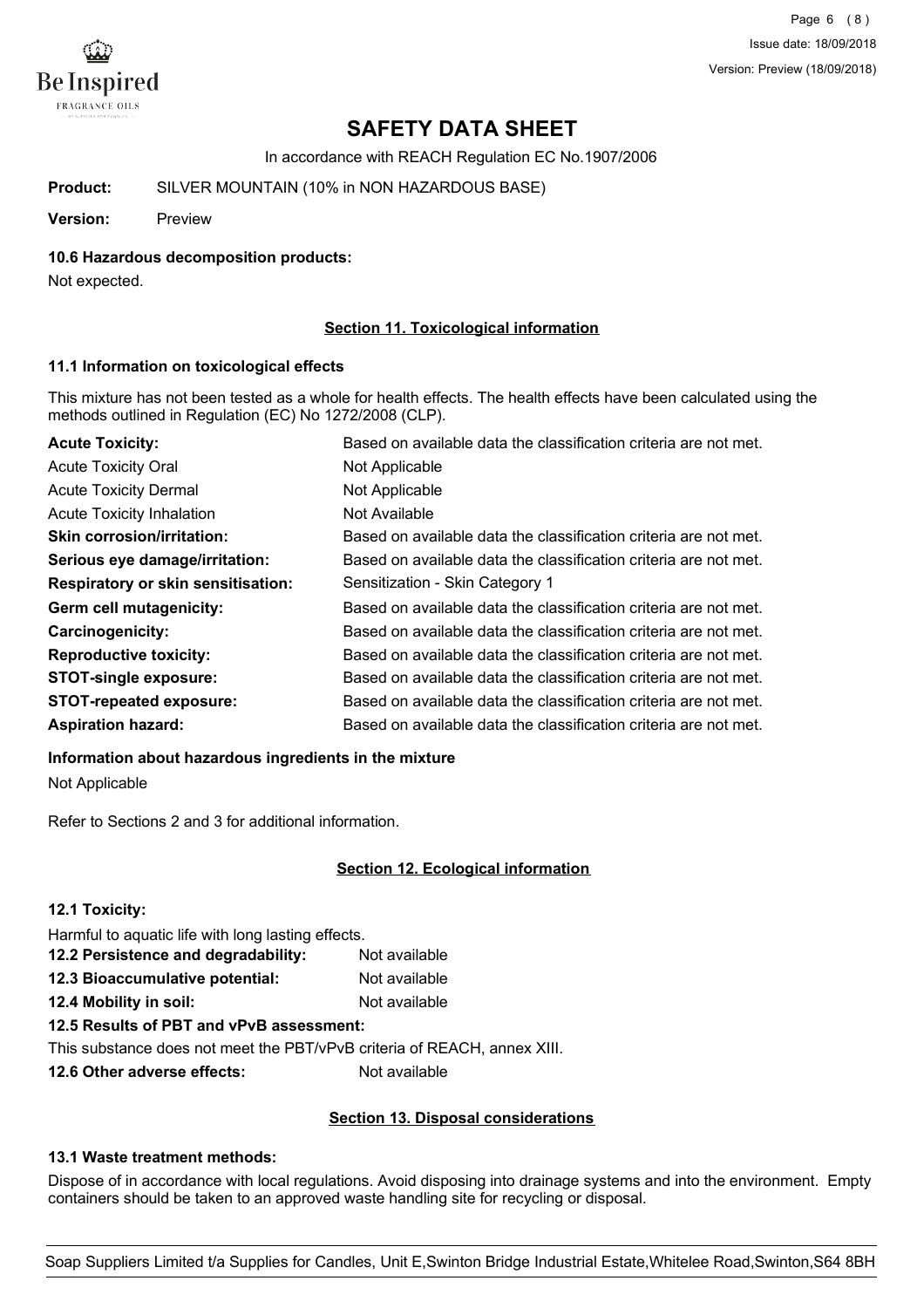# SAFETY DATA SHEET

In accordance with REACH Regulation EC No.1907/2006

**Product:** SILVER MOUNTAIN (10% in NON HAZARDOUS BASE)

**Version:** Preview

### 10.6 Hazardous decomposition products:

Not expected.

## Section 11. Toxicological information

### 11.1 Information on toxicological effects

This mixture has not been tested as a whole for health effects. The health effects have been calculated using the methods outlined in Regulation (EC) No 1272/2008 (CLP).

| | |
|---|---|
| **Acute Toxicity:** | Based on available data the classification criteria are not met. |
| Acute Toxicity Oral | Not Applicable |
| Acute Toxicity Dermal | Not Applicable |
| Acute Toxicity Inhalation | Not Available |
| **Skin corrosion/irritation:** | Based on available data the classification criteria are not met. |
| **Serious eye damage/irritation:** | Based on available data the classification criteria are not met. |
| **Respiratory or skin sensitisation:** | Sensitization - Skin Category 1 |
| **Germ cell mutagenicity:** | Based on available data the classification criteria are not met. |
| **Carcinogenicity:** | Based on available data the classification criteria are not met. |
| **Reproductive toxicity:** | Based on available data the classification criteria are not met. |
| **STOT-single exposure:** | Based on available data the classification criteria are not met. |
| **STOT-repeated exposure:** | Based on available data the classification criteria are not met. |
| **Aspiration hazard:** | Based on available data the classification criteria are not met. |

**Information about hazardous ingredients in the mixture**

Not Applicable

Refer to Sections 2 and 3 for additional information.

## Section 12. Ecological information

### 12.1 Toxicity:

Harmful to aquatic life with long lasting effects.

**12.2 Persistence and degradability:** Not available

**12.3 Bioaccumulative potential:** Not available

**12.4 Mobility in soil:** Not available

**12.5 Results of PBT and vPvB assessment:**

This substance does not meet the PBT/vPvB criteria of REACH, annex XIII.

**12.6 Other adverse effects:** Not available

## Section 13. Disposal considerations

### 13.1 Waste treatment methods:

Dispose of in accordance with local regulations. Avoid disposing into drainage systems and into the environment. Empty containers should be taken to an approved waste handling site for recycling or disposal.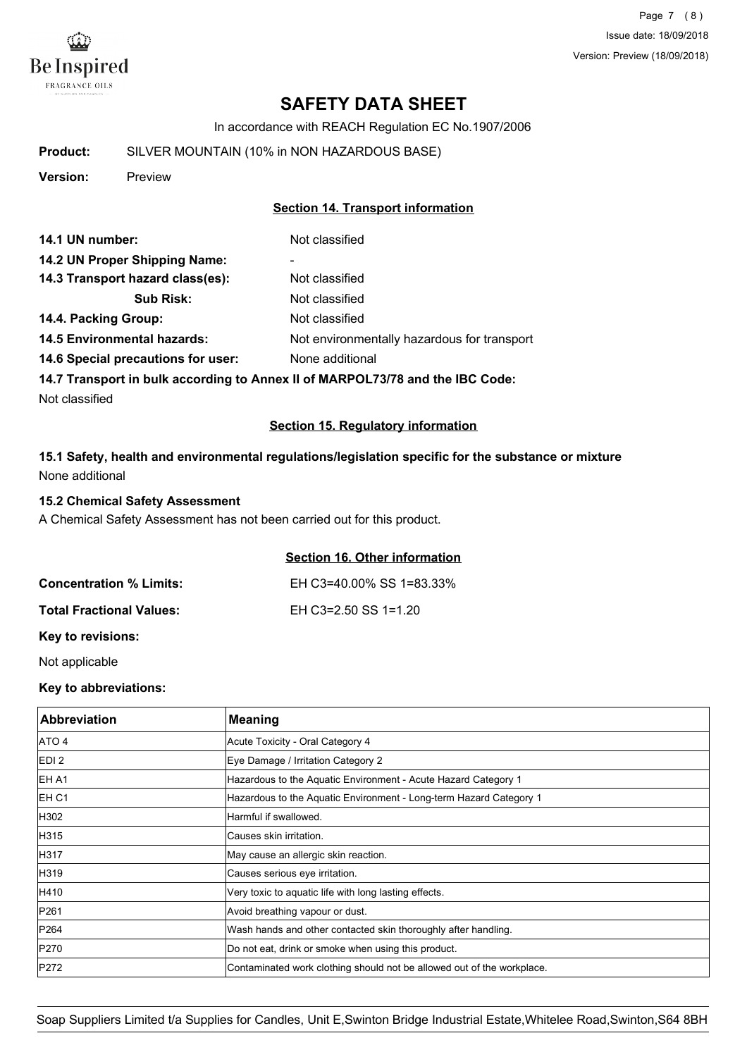# SAFETY DATA SHEET

In accordance with REACH Regulation EC No.1907/2006

**Product:** SILVER MOUNTAIN (10% in NON HAZARDOUS BASE)

**Version:** Preview

## Section 14. Transport information

**14.1 UN number:** Not classified

**14.2 UN Proper Shipping Name:** -

**14.3 Transport hazard class(es):** Not classified

**Sub Risk:** Not classified

**14.4. Packing Group:** Not classified

**14.5 Environmental hazards:** Not environmentally hazardous for transport

**14.6 Special precautions for user:** None additional

**14.7 Transport in bulk according to Annex II of MARPOL73/78 and the IBC Code:**

Not classified

## Section 15. Regulatory information

**15.1 Safety, health and environmental regulations/legislation specific for the substance or mixture**

None additional

**15.2 Chemical Safety Assessment**

A Chemical Safety Assessment has not been carried out for this product.

## Section 16. Other information

**Concentration % Limits:** EH C3=40.00% SS 1=83.33%

**Total Fractional Values:** EH C3=2.50 SS 1=1.20

**Key to revisions:**

Not applicable

**Key to abbreviations:**

| Abbreviation | Meaning |
|---|---|
| ATO 4 | Acute Toxicity - Oral Category 4 |
| EDI 2 | Eye Damage / Irritation Category 2 |
| EH A1 | Hazardous to the Aquatic Environment - Acute Hazard Category 1 |
| EH C1 | Hazardous to the Aquatic Environment - Long-term Hazard Category 1 |
| H302 | Harmful if swallowed. |
| H315 | Causes skin irritation. |
| H317 | May cause an allergic skin reaction. |
| H319 | Causes serious eye irritation. |
| H410 | Very toxic to aquatic life with long lasting effects. |
| P261 | Avoid breathing vapour or dust. |
| P264 | Wash hands and other contacted skin thoroughly after handling. |
| P270 | Do not eat, drink or smoke when using this product. |
| P272 | Contaminated work clothing should not be allowed out of the workplace. |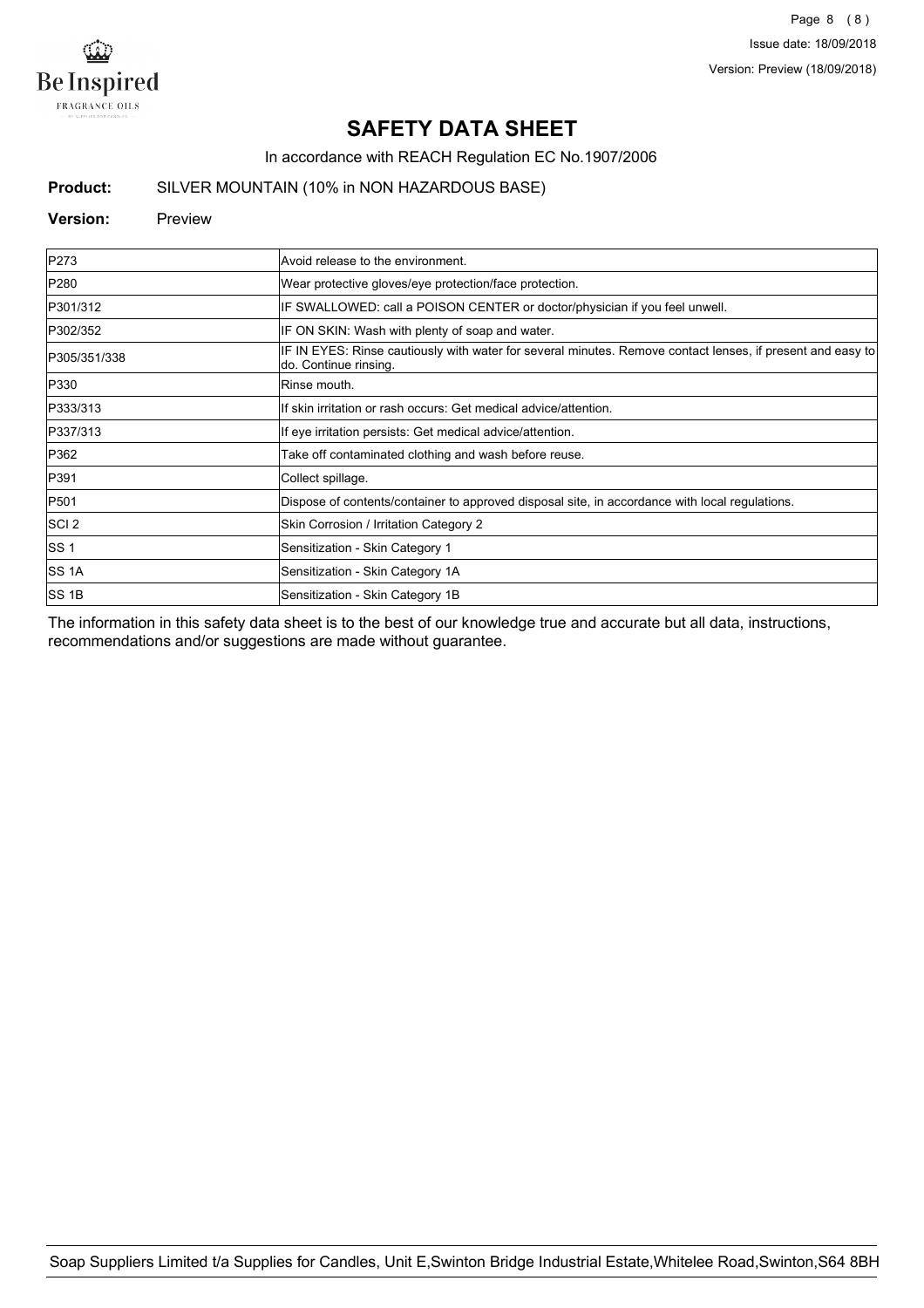# SAFETY DATA SHEET

In accordance with REACH Regulation EC No.1907/2006

**Product:** SILVER MOUNTAIN (10% in NON HAZARDOUS BASE)

**Version:** Preview

| | |
|---|---|
| P273 | Avoid release to the environment. |
| P280 | Wear protective gloves/eye protection/face protection. |
| P301/312 | IF SWALLOWED: call a POISON CENTER or doctor/physician if you feel unwell. |
| P302/352 | IF ON SKIN: Wash with plenty of soap and water. |
| P305/351/338 | IF IN EYES: Rinse cautiously with water for several minutes. Remove contact lenses, if present and easy to do. Continue rinsing. |
| P330 | Rinse mouth. |
| P333/313 | If skin irritation or rash occurs: Get medical advice/attention. |
| P337/313 | If eye irritation persists: Get medical advice/attention. |
| P362 | Take off contaminated clothing and wash before reuse. |
| P391 | Collect spillage. |
| P501 | Dispose of contents/container to approved disposal site, in accordance with local regulations. |
| SCI 2 | Skin Corrosion / Irritation Category 2 |
| SS 1 | Sensitization - Skin Category 1 |
| SS 1A | Sensitization - Skin Category 1A |
| SS 1B | Sensitization - Skin Category 1B |

The information in this safety data sheet is to the best of our knowledge true and accurate but all data, instructions, recommendations and/or suggestions are made without guarantee.

Soap Suppliers Limited t/a Supplies for Candles, Unit E,Swinton Bridge Industrial Estate,Whitelee Road,Swinton,S64 8BH